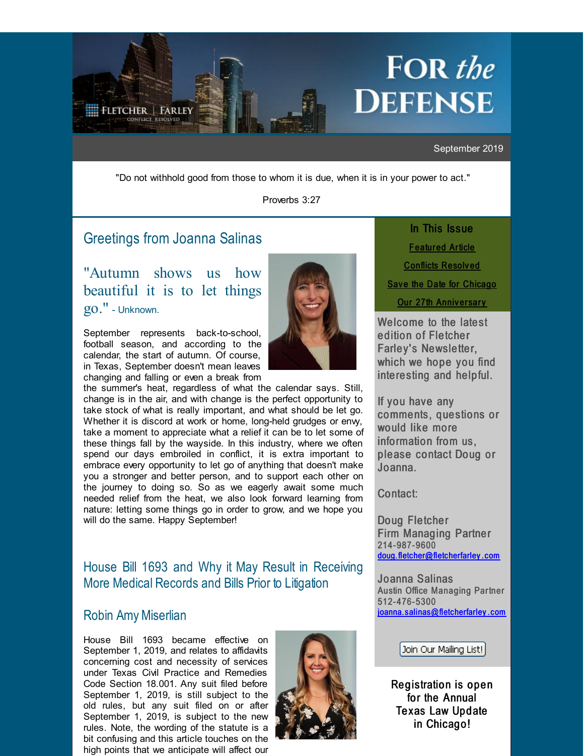# FOR *the* DEFENSE

FLETCHER | FARLEY
CONFLICT RESOLVED

September 2019

"Do not withhold good from those to whom it is due, when it is in your power to act."

Proverbs 3:27

## Greetings from Joanna Salinas

"Autumn shows us how beautiful it is to let things go." - Unknown.

September represents back-to-school, football season, and according to the calendar, the start of autumn. Of course, in Texas, September doesn't mean leaves changing and falling or even a break from the summer's heat, regardless of what the calendar says. Still, change is in the air, and with change is the perfect opportunity to take stock of what is really important, and what should be let go. Whether it is discord at work or home, long-held grudges or envy, take a moment to appreciate what a relief it can be to let some of these things fall by the wayside. In this industry, where we often spend our days embroiled in conflict, it is extra important to embrace every opportunity to let go of anything that doesn't make you a stronger and better person, and to support each other on the journey to doing so. So as we eagerly await some much needed relief from the heat, we also look forward learning from nature: letting some things go in order to grow, and we hope you will do the same. Happy September!

## House Bill 1693 and Why it May Result in Receiving More Medical Records and Bills Prior to Litigation

### Robin Amy Miserlian

House Bill 1693 became effective on September 1, 2019, and relates to affidavits concerning cost and necessity of services under Texas Civil Practice and Remedies Code Section 18.001. Any suit filed before September 1, 2019, is still subject to the old rules, but any suit filed on or after September 1, 2019, is subject to the new rules. Note, the wording of the statute is a bit confusing and this article touches on the high points that we anticipate will affect our

### In This Issue

Featured Article

Conflicts Resolved

Save the Date for Chicago

Our 27th Anniversary

Welcome to the latest edition of Fletcher Farley's Newsletter, which we hope you find interesting and helpful.

If you have any comments, questions or would like more information from us, please contact Doug or Joanna.

Contact:

Doug Fletcher
Firm Managing Partner
214-987-9600
doug.fletcher@fletcherfarley.com

Joanna Salinas
Austin Office Managing Partner
512-476-5300
joanna.salinas@fletcherfarley.com

Join Our Mailing List!

Registration is open for the Annual Texas Law Update in Chicago!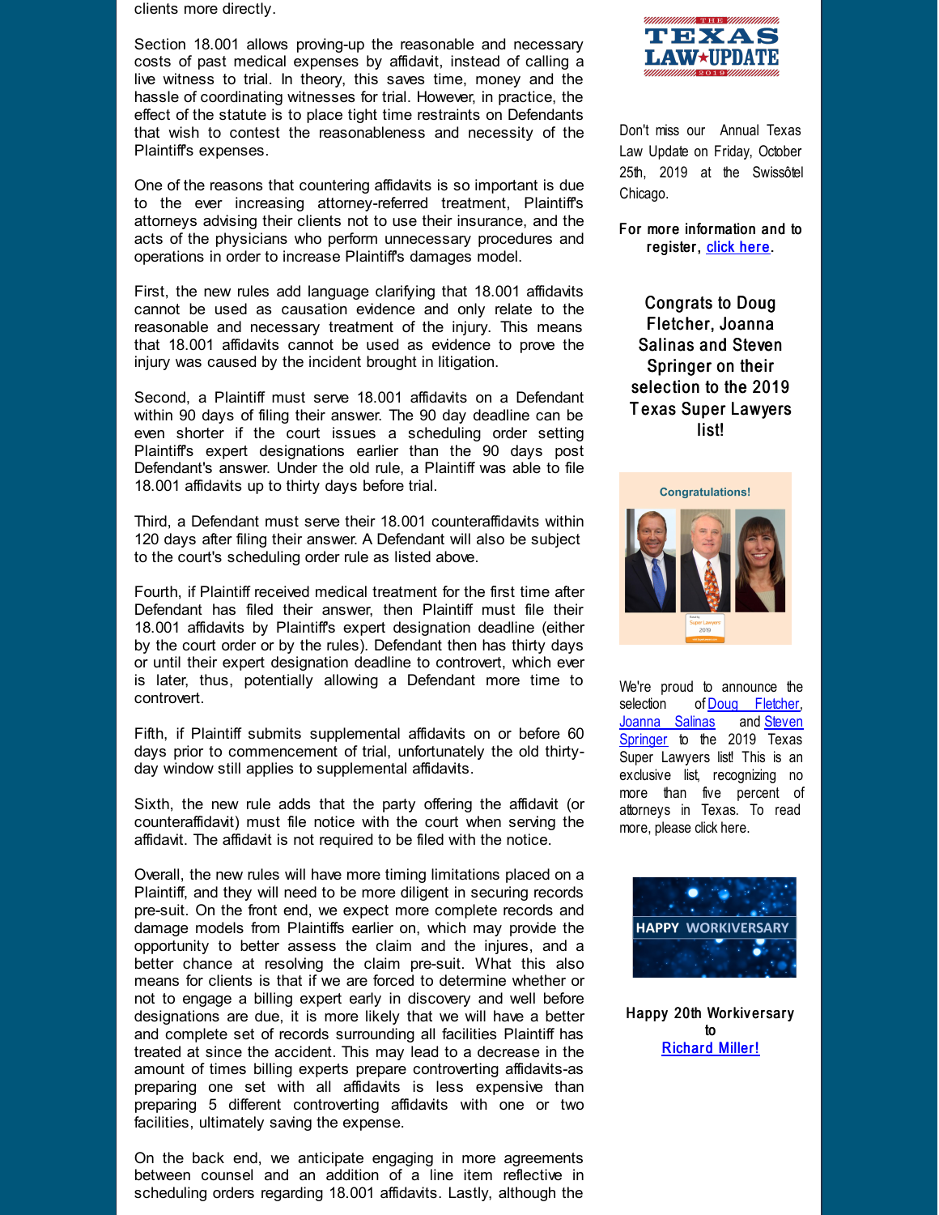clients more directly.

Section 18.001 allows proving-up the reasonable and necessary costs of past medical expenses by affidavit, instead of calling a live witness to trial. In theory, this saves time, money and the hassle of coordinating witnesses for trial. However, in practice, the effect of the statute is to place tight time restraints on Defendants that wish to contest the reasonableness and necessity of the Plaintiff's expenses.

One of the reasons that countering affidavits is so important is due to the ever increasing attorney-referred treatment, Plaintiff's attorneys advising their clients not to use their insurance, and the acts of the physicians who perform unnecessary procedures and operations in order to increase Plaintiff's damages model.

First, the new rules add language clarifying that 18.001 affidavits cannot be used as causation evidence and only relate to the reasonable and necessary treatment of the injury. This means that 18.001 affidavits cannot be used as evidence to prove the injury was caused by the incident brought in litigation.

Second, a Plaintiff must serve 18.001 affidavits on a Defendant within 90 days of filing their answer. The 90 day deadline can be even shorter if the court issues a scheduling order setting Plaintiff's expert designations earlier than the 90 days post Defendant's answer. Under the old rule, a Plaintiff was able to file 18.001 affidavits up to thirty days before trial.

Third, a Defendant must serve their 18.001 counteraffidavits within 120 days after filing their answer. A Defendant will also be subject to the court's scheduling order rule as listed above.

Fourth, if Plaintiff received medical treatment for the first time after Defendant has filed their answer, then Plaintiff must file their 18.001 affidavits by Plaintiff's expert designation deadline (either by the court order or by the rules). Defendant then has thirty days or until their expert designation deadline to controvert, which ever is later, thus, potentially allowing a Defendant more time to controvert.

Fifth, if Plaintiff submits supplemental affidavits on or before 60 days prior to commencement of trial, unfortunately the old thirty-day window still applies to supplemental affidavits.

Sixth, the new rule adds that the party offering the affidavit (or counteraffidavit) must file notice with the court when serving the affidavit. The affidavit is not required to be filed with the notice.

Overall, the new rules will have more timing limitations placed on a Plaintiff, and they will need to be more diligent in securing records pre-suit. On the front end, we expect more complete records and damage models from Plaintiffs earlier on, which may provide the opportunity to better assess the claim and the injures, and a better chance at resolving the claim pre-suit. What this also means for clients is that if we are forced to determine whether or not to engage a billing expert early in discovery and well before designations are due, it is more likely that we will have a better and complete set of records surrounding all facilities Plaintiff has treated at since the accident. This may lead to a decrease in the amount of times billing experts prepare controverting affidavits-as preparing one set with all affidavits is less expensive than preparing 5 different controverting affidavits with one or two facilities, ultimately saving the expense.

On the back end, we anticipate engaging in more agreements between counsel and an addition of a line item reflective in scheduling orders regarding 18.001 affidavits. Lastly, although the

THE TEXAS LAW★UPDATE 2019

Don't miss our Annual Texas Law Update on Friday, October 25th, 2019 at the Swissôtel Chicago.

For more information and to register, click here.

**Congrats to Doug Fletcher, Joanna Salinas and Steven Springer on their selection to the 2019 Texas Super Lawyers list!**

Congratulations!

We're proud to announce the selection of Doug Fletcher, Joanna Salinas and Steven Springer to the 2019 Texas Super Lawyers list! This is an exclusive list, recognizing no more than five percent of attorneys in Texas. To read more, please click here.

HAPPY WORKIVERSARY

**Happy 20th Workiversary to Richard Miller!**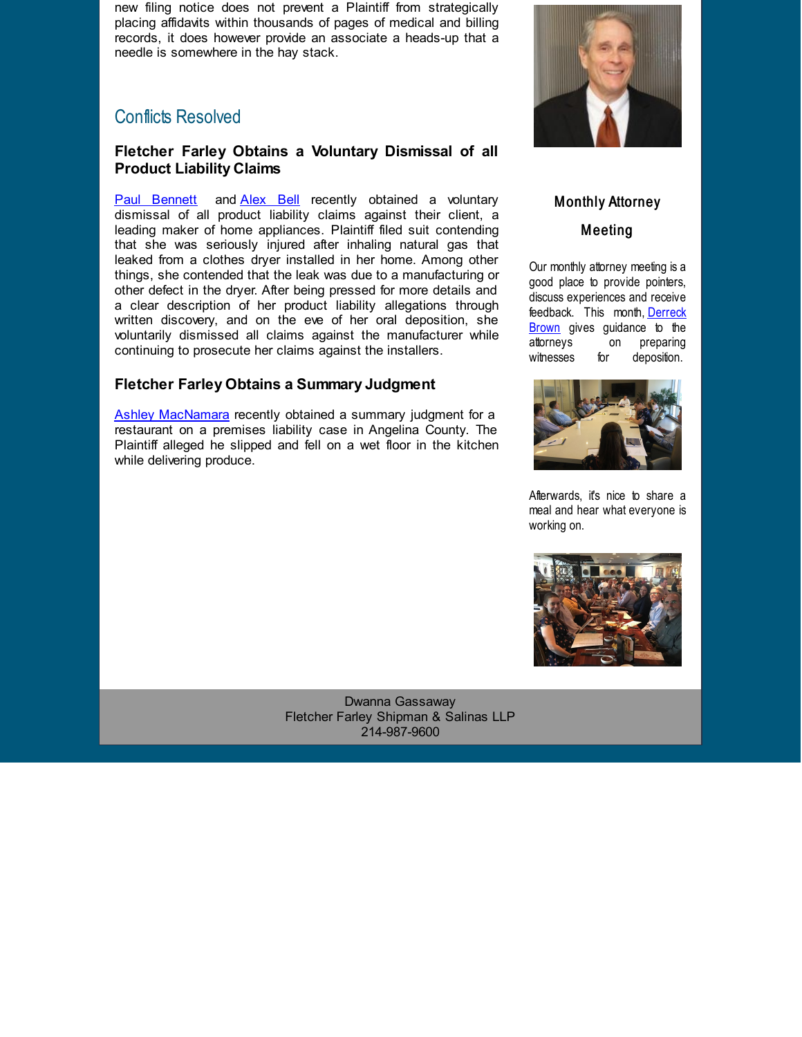new filing notice does not prevent a Plaintiff from strategically placing affidavits within thousands of pages of medical and billing records, it does however provide an associate a heads-up that a needle is somewhere in the hay stack.

## Conflicts Resolved

### Fletcher Farley Obtains a Voluntary Dismissal of all Product Liability Claims

Paul Bennett and Alex Bell recently obtained a voluntary dismissal of all product liability claims against their client, a leading maker of home appliances. Plaintiff filed suit contending that she was seriously injured after inhaling natural gas that leaked from a clothes dryer installed in her home. Among other things, she contended that the leak was due to a manufacturing or other defect in the dryer. After being pressed for more details and a clear description of her product liability allegations through written discovery, and on the eve of her oral deposition, she voluntarily dismissed all claims against the manufacturer while continuing to prosecute her claims against the installers.

### Fletcher Farley Obtains a Summary Judgment

Ashley MacNamara recently obtained a summary judgment for a restaurant on a premises liability case in Angelina County. The Plaintiff alleged he slipped and fell on a wet floor in the kitchen while delivering produce.

### Monthly Attorney Meeting

Our monthly attorney meeting is a good place to provide pointers, discuss experiences and receive feedback. This month, Derreck Brown gives guidance to the attorneys on preparing witnesses for deposition.

Afterwards, it's nice to share a meal and hear what everyone is working on.

Dwanna Gassaway
Fletcher Farley Shipman & Salinas LLP
214-987-9600